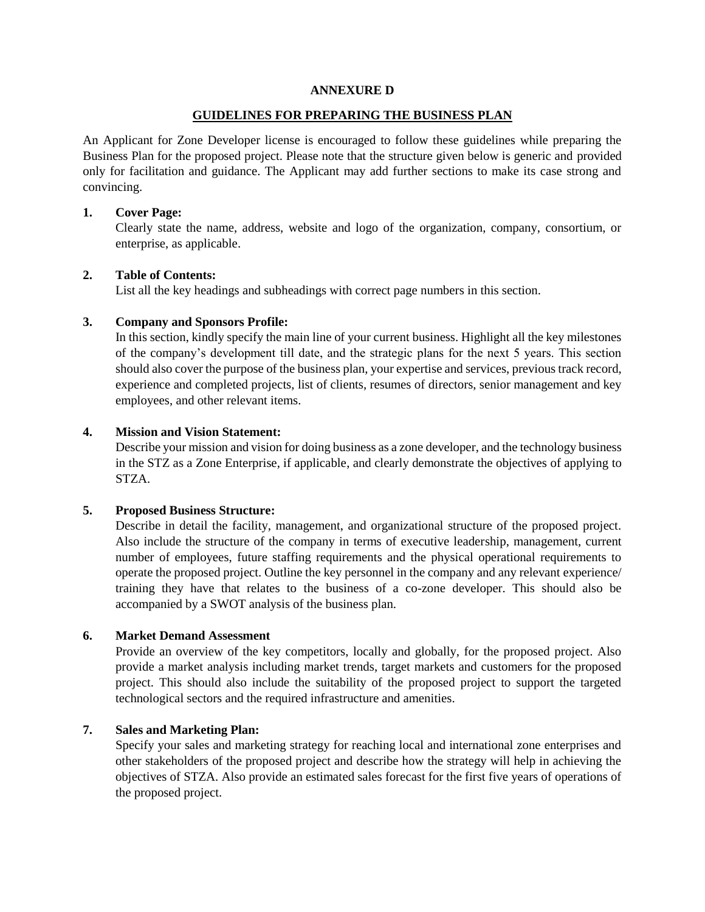**ANNEXURE D**

**GUIDELINES FOR PREPARING THE BUSINESS PLAN**

An Applicant for Zone Developer license is encouraged to follow these guidelines while preparing the Business Plan for the proposed project. Please note that the structure given below is generic and provided only for facilitation and guidance. The Applicant may add further sections to make its case strong and convincing.

**1. Cover Page:**
Clearly state the name, address, website and logo of the organization, company, consortium, or enterprise, as applicable.

**2. Table of Contents:**
List all the key headings and subheadings with correct page numbers in this section.

**3. Company and Sponsors Profile:**
In this section, kindly specify the main line of your current business. Highlight all the key milestones of the company's development till date, and the strategic plans for the next 5 years. This section should also cover the purpose of the business plan, your expertise and services, previous track record, experience and completed projects, list of clients, resumes of directors, senior management and key employees, and other relevant items.

**4. Mission and Vision Statement:**
Describe your mission and vision for doing business as a zone developer, and the technology business in the STZ as a Zone Enterprise, if applicable, and clearly demonstrate the objectives of applying to STZA.

**5. Proposed Business Structure:**
Describe in detail the facility, management, and organizational structure of the proposed project. Also include the structure of the company in terms of executive leadership, management, current number of employees, future staffing requirements and the physical operational requirements to operate the proposed project. Outline the key personnel in the company and any relevant experience/ training they have that relates to the business of a co-zone developer. This should also be accompanied by a SWOT analysis of the business plan.

**6. Market Demand Assessment**
Provide an overview of the key competitors, locally and globally, for the proposed project. Also provide a market analysis including market trends, target markets and customers for the proposed project. This should also include the suitability of the proposed project to support the targeted technological sectors and the required infrastructure and amenities.

**7. Sales and Marketing Plan:**
Specify your sales and marketing strategy for reaching local and international zone enterprises and other stakeholders of the proposed project and describe how the strategy will help in achieving the objectives of STZA. Also provide an estimated sales forecast for the first five years of operations of the proposed project.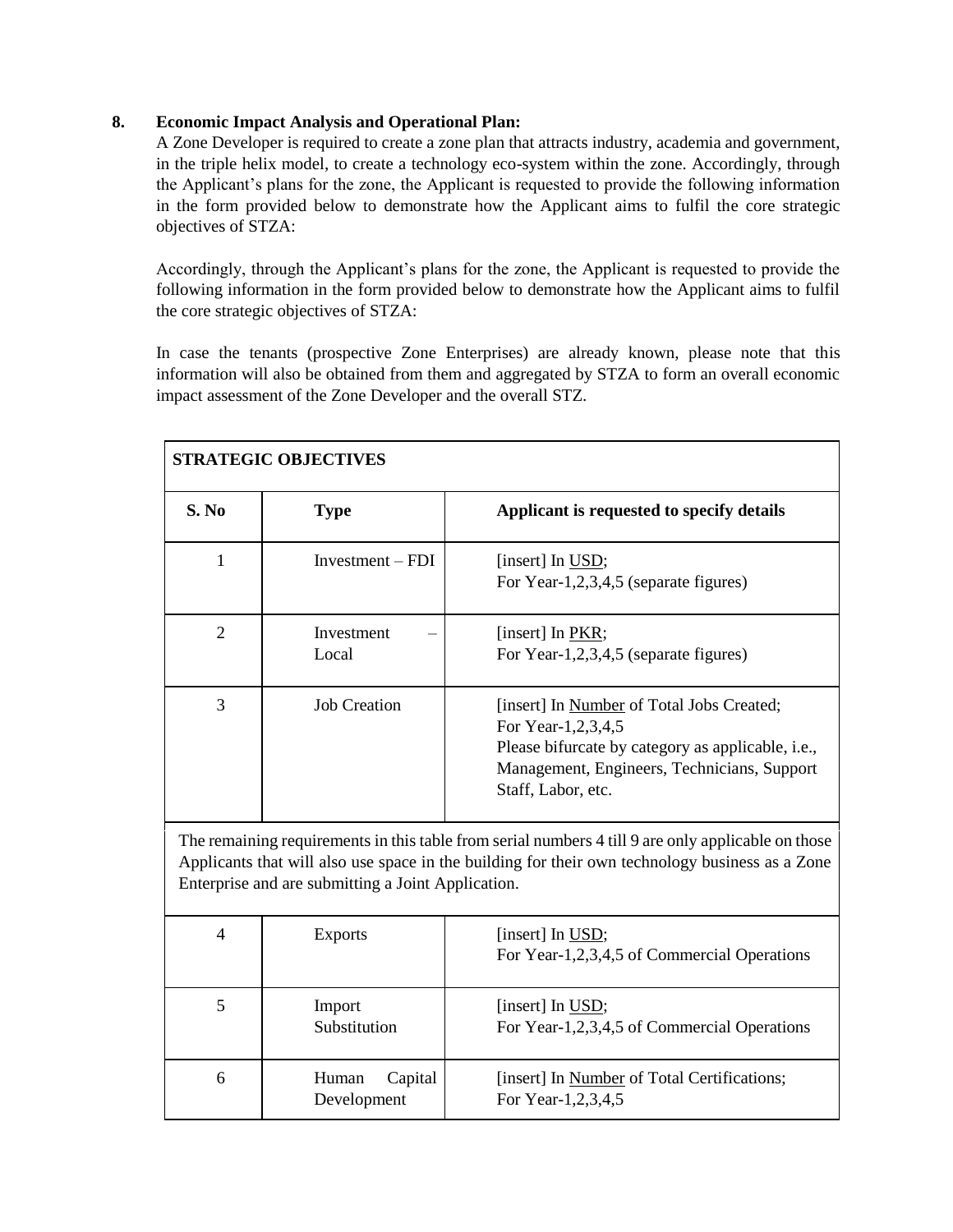**8. Economic Impact Analysis and Operational Plan:**

A Zone Developer is required to create a zone plan that attracts industry, academia and government, in the triple helix model, to create a technology eco-system within the zone. Accordingly, through the Applicant's plans for the zone, the Applicant is requested to provide the following information in the form provided below to demonstrate how the Applicant aims to fulfil the core strategic objectives of STZA:

Accordingly, through the Applicant's plans for the zone, the Applicant is requested to provide the following information in the form provided below to demonstrate how the Applicant aims to fulfil the core strategic objectives of STZA:

In case the tenants (prospective Zone Enterprises) are already known, please note that this information will also be obtained from them and aggregated by STZA to form an overall economic impact assessment of the Zone Developer and the overall STZ.

| **STRATEGIC OBJECTIVES** | | |
|---|---|---|
| **S. No** | **Type** | **Applicant is requested to specify details** |
| 1 | Investment – FDI | [insert] In USD;<br>For Year-1,2,3,4,5 (separate figures) |
| 2 | Investment – Local | [insert] In PKR;<br>For Year-1,2,3,4,5 (separate figures) |
| 3 | Job Creation | [insert] In Number of Total Jobs Created;<br>For Year-1,2,3,4,5<br>Please bifurcate by category as applicable, i.e., Management, Engineers, Technicians, Support Staff, Labor, etc. |
| The remaining requirements in this table from serial numbers 4 till 9 are only applicable on those Applicants that will also use space in the building for their own technology business as a Zone Enterprise and are submitting a Joint Application. | | |
| 4 | Exports | [insert] In USD;<br>For Year-1,2,3,4,5 of Commercial Operations |
| 5 | Import Substitution | [insert] In USD;<br>For Year-1,2,3,4,5 of Commercial Operations |
| 6 | Human Capital Development | [insert] In Number of Total Certifications;<br>For Year-1,2,3,4,5 |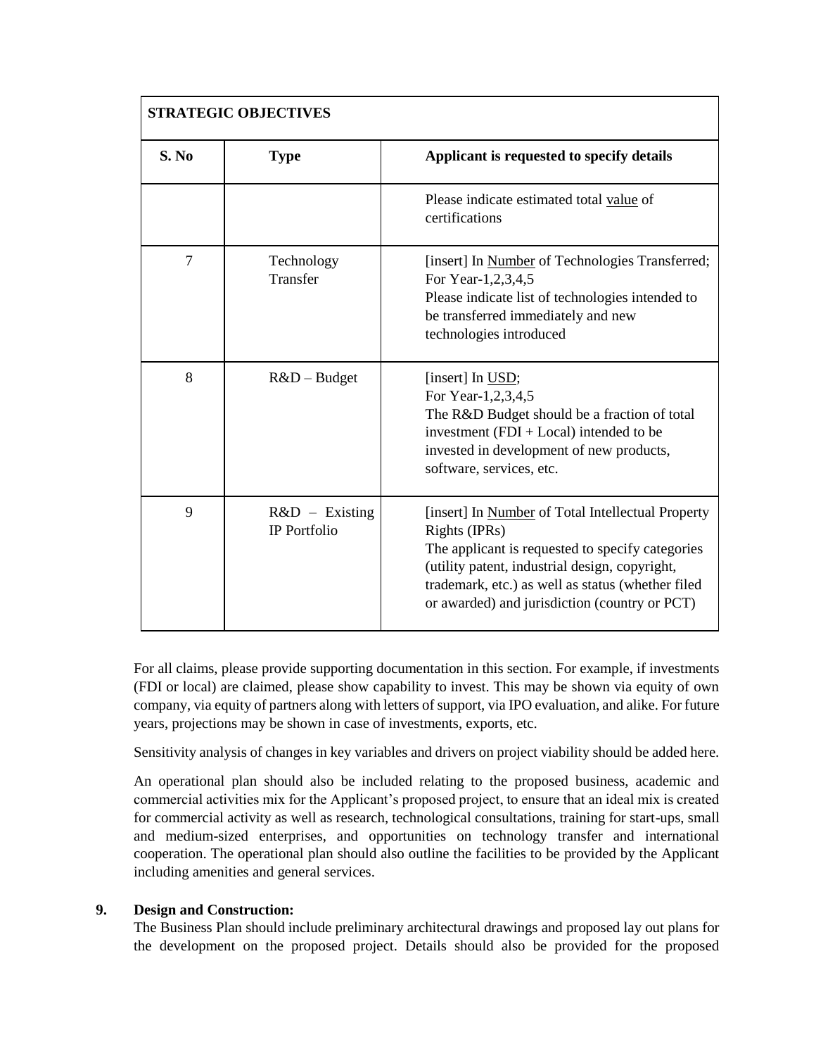| STRATEGIC OBJECTIVES | | |
|---|---|---|
| **S. No** | **Type** | **Applicant is requested to specify details** |
| | | Please indicate estimated total value of certifications |
| 7 | Technology Transfer | [insert] In Number of Technologies Transferred; For Year-1,2,3,4,5<br>Please indicate list of technologies intended to be transferred immediately and new technologies introduced |
| 8 | R&D – Budget | [insert] In USD; For Year-1,2,3,4,5<br>The R&D Budget should be a fraction of total investment (FDI + Local) intended to be invested in development of new products, software, services, etc. |
| 9 | R&D – Existing IP Portfolio | [insert] In Number of Total Intellectual Property Rights (IPRs)<br>The applicant is requested to specify categories (utility patent, industrial design, copyright, trademark, etc.) as well as status (whether filed or awarded) and jurisdiction (country or PCT) |

For all claims, please provide supporting documentation in this section. For example, if investments (FDI or local) are claimed, please show capability to invest. This may be shown via equity of own company, via equity of partners along with letters of support, via IPO evaluation, and alike. For future years, projections may be shown in case of investments, exports, etc.

Sensitivity analysis of changes in key variables and drivers on project viability should be added here.

An operational plan should also be included relating to the proposed business, academic and commercial activities mix for the Applicant's proposed project, to ensure that an ideal mix is created for commercial activity as well as research, technological consultations, training for start-ups, small and medium-sized enterprises, and opportunities on technology transfer and international cooperation. The operational plan should also outline the facilities to be provided by the Applicant including amenities and general services.

**9. Design and Construction:**

The Business Plan should include preliminary architectural drawings and proposed lay out plans for the development on the proposed project. Details should also be provided for the proposed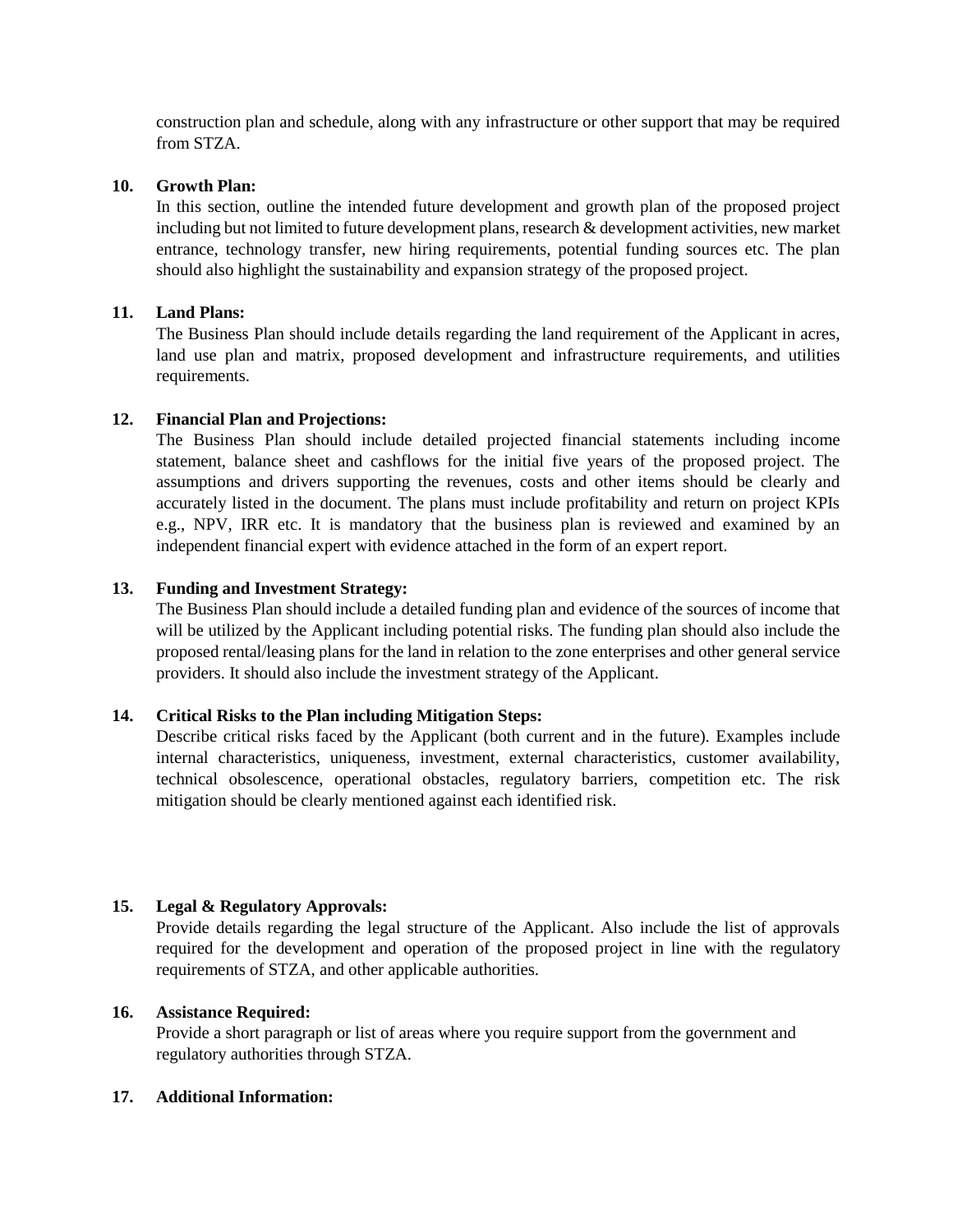construction plan and schedule, along with any infrastructure or other support that may be required from STZA.

**10. Growth Plan:**

In this section, outline the intended future development and growth plan of the proposed project including but not limited to future development plans, research & development activities, new market entrance, technology transfer, new hiring requirements, potential funding sources etc. The plan should also highlight the sustainability and expansion strategy of the proposed project.

**11. Land Plans:**

The Business Plan should include details regarding the land requirement of the Applicant in acres, land use plan and matrix, proposed development and infrastructure requirements, and utilities requirements.

**12. Financial Plan and Projections:**

The Business Plan should include detailed projected financial statements including income statement, balance sheet and cashflows for the initial five years of the proposed project. The assumptions and drivers supporting the revenues, costs and other items should be clearly and accurately listed in the document. The plans must include profitability and return on project KPIs e.g., NPV, IRR etc. It is mandatory that the business plan is reviewed and examined by an independent financial expert with evidence attached in the form of an expert report.

**13. Funding and Investment Strategy:**

The Business Plan should include a detailed funding plan and evidence of the sources of income that will be utilized by the Applicant including potential risks. The funding plan should also include the proposed rental/leasing plans for the land in relation to the zone enterprises and other general service providers. It should also include the investment strategy of the Applicant.

**14. Critical Risks to the Plan including Mitigation Steps:**

Describe critical risks faced by the Applicant (both current and in the future). Examples include internal characteristics, uniqueness, investment, external characteristics, customer availability, technical obsolescence, operational obstacles, regulatory barriers, competition etc. The risk mitigation should be clearly mentioned against each identified risk.

**15. Legal & Regulatory Approvals:**

Provide details regarding the legal structure of the Applicant. Also include the list of approvals required for the development and operation of the proposed project in line with the regulatory requirements of STZA, and other applicable authorities.

**16. Assistance Required:**

Provide a short paragraph or list of areas where you require support from the government and regulatory authorities through STZA.

**17. Additional Information:**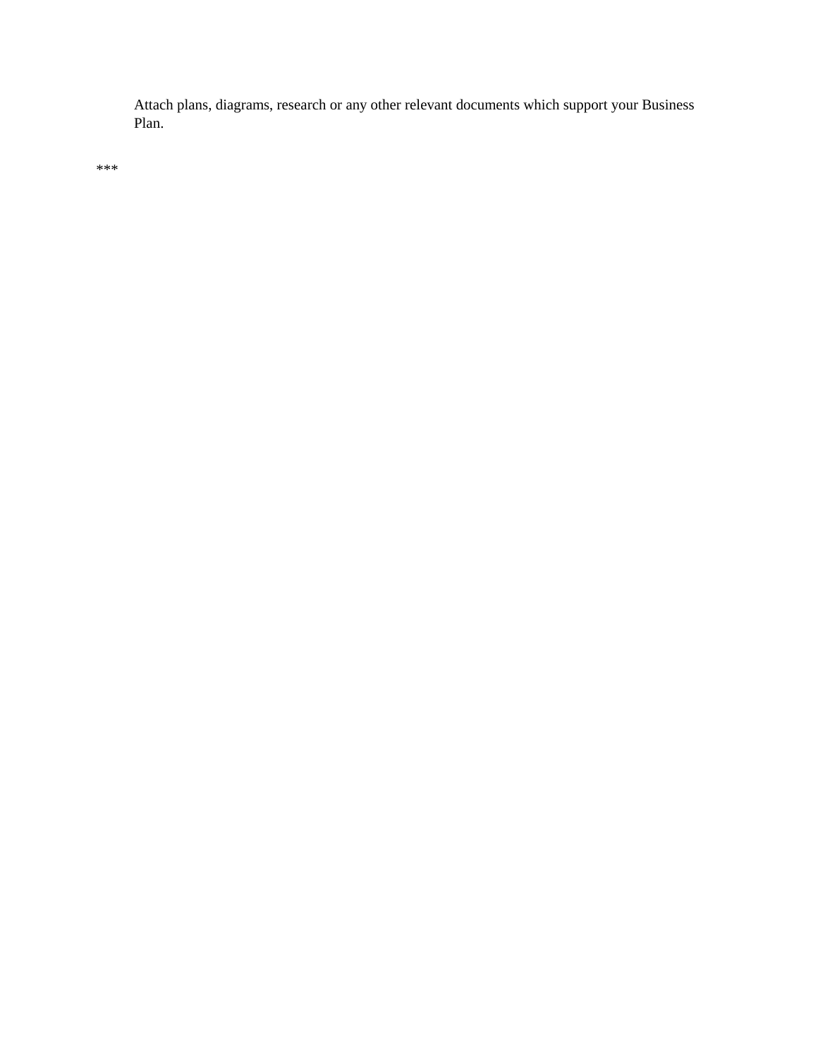Attach plans, diagrams, research or any other relevant documents which support your Business Plan.

***